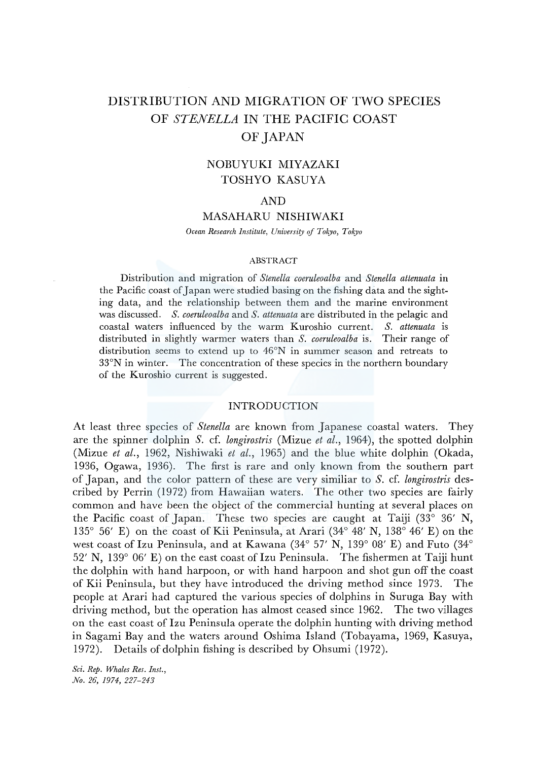# DISTRIBUTION AND MIGRATION OF TWO SPECIES OF *STENELLA* IN THE PACIFIC COAST OF JAPAN

NOBUYUKI MIYAZAKI
TOSHYO KASUYA
AND
MASAHARU NISHIWAKI

*Ocean Research Institute, University of Tokyo, Tokyo*

## ABSTRACT

Distribution and migration of *Stenella coeruleoalba* and *Stenella attenuata* in the Pacific coast of Japan were studied basing on the fishing data and the sighting data, and the relationship between them and the marine environment was discussed. *S. coeruleoalba* and *S. attenuata* are distributed in the pelagic and coastal waters influenced by the warm Kuroshio current. *S. attenuata* is distributed in slightly warmer waters than *S. coeruleoalba* is. Their range of distribution seems to extend up to 46°N in summer season and retreats to 33°N in winter. The concentration of these species in the northern boundary of the Kuroshio current is suggested.

## INTRODUCTION

At least three species of *Stenella* are known from Japanese coastal waters. They are the spinner dolphin *S.* cf. *longirostris* (Mizue *et al.*, 1964), the spotted dolphin (Mizue *et al.*, 1962, Nishiwaki *et al.*, 1965) and the blue white dolphin (Okada, 1936, Ogawa, 1936). The first is rare and only known from the southern part of Japan, and the color pattern of these are very similiar to *S.* cf. *longirostris* described by Perrin (1972) from Hawaiian waters. The other two species are fairly common and have been the object of the commercial hunting at several places on the Pacific coast of Japan. These two species are caught at Taiji (33° 36′ N, 135° 56′ E) on the coast of Kii Peninsula, at Arari (34° 48′ N, 138° 46′ E) on the west coast of Izu Peninsula, and at Kawana (34° 57′ N, 139° 08′ E) and Futo (34° 52′ N, 139° 06′ E) on the east coast of Izu Peninsula. The fishermen at Taiji hunt the dolphin with hand harpoon, or with hand harpoon and shot gun off the coast of Kii Peninsula, but they have introduced the driving method since 1973. The people at Arari had captured the various species of dolphins in Suruga Bay with driving method, but the operation has almost ceased since 1962. The two villages on the east coast of Izu Peninsula operate the dolphin hunting with driving method in Sagami Bay and the waters around Oshima Island (Tobayama, 1969, Kasuya, 1972). Details of dolphin fishing is described by Ohsumi (1972).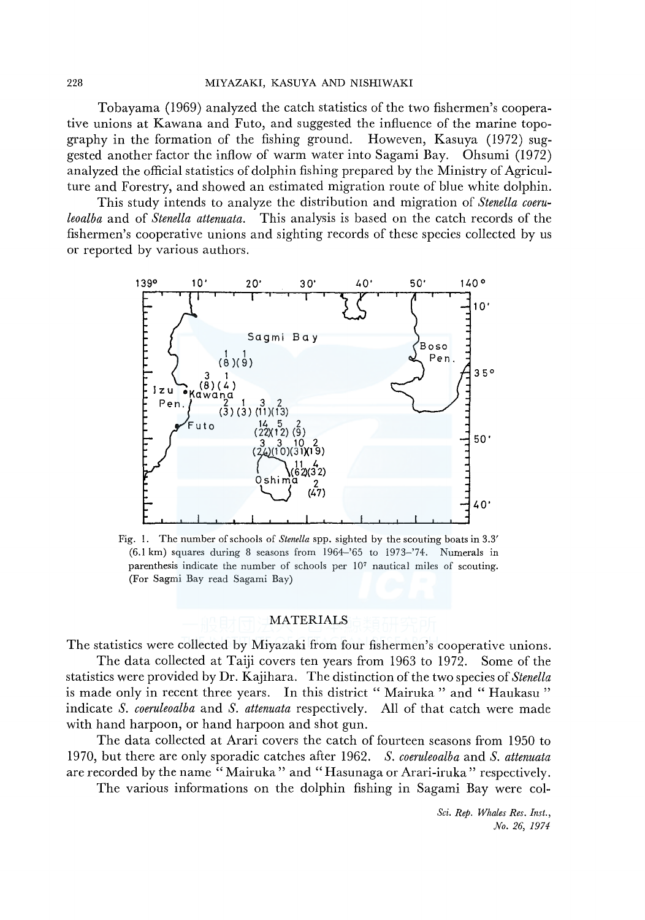Tobayama (1969) analyzed the catch statistics of the two fishermen's cooperative unions at Kawana and Futo, and suggested the influence of the marine topography in the formation of the fishing ground. However, Kasuya (1972) suggested another factor the inflow of warm water into Sagami Bay. Ohsumi (1972) analyzed the official statistics of dolphin fishing prepared by the Ministry of Agriculture and Forestry, and showed an estimated migration route of blue white dolphin.

This study intends to analyze the distribution and migration of *Stenella coeruleoalba* and of *Stenella attenuata*. This analysis is based on the catch records of the fishermen's cooperative unions and sighting records of these species collected by us or reported by various authors.

Fig. 1. The number of schools of *Stenella* spp. sighted by the scouting boats in 3.3′ (6.1 km) squares during 8 seasons from 1964–'65 to 1973–'74. Numerals in parenthesis indicate the number of schools per $10^7$ nautical miles of scouting. (For Sagmi Bay read Sagami Bay)

## MATERIALS

The statistics were collected by Miyazaki from four fishermen's cooperative unions.

The data collected at Taiji covers ten years from 1963 to 1972. Some of the statistics were provided by Dr. Kajihara. The distinction of the two species of *Stenella* is made only in recent three years. In this district " Mairuka " and " Haukasu " indicate *S. coeruleoalba* and *S. attenuata* respectively. All of that catch were made with hand harpoon, or hand harpoon and shot gun.

The data collected at Arari covers the catch of fourteen seasons from 1950 to 1970, but there are only sporadic catches after 1962. *S. coeruleoalba* and *S. attenuata* are recorded by the name " Mairuka " and " Hasunaga or Arari-iruka " respectively.

The various informations on the dolphin fishing in Sagami Bay were col-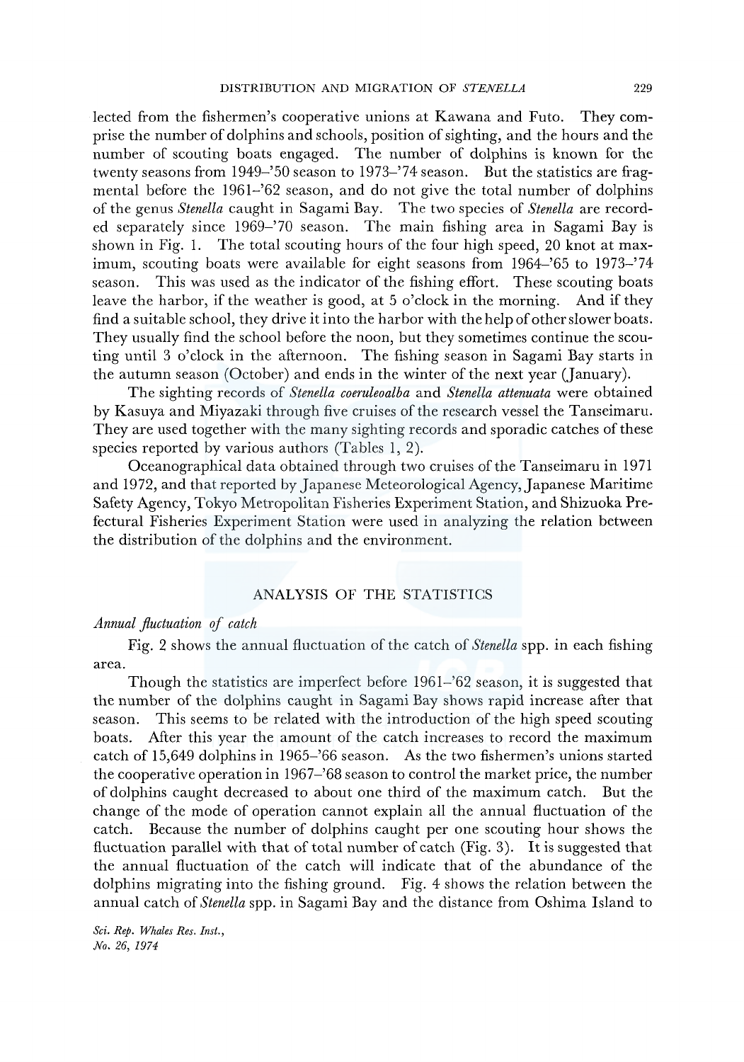lected from the fishermen's cooperative unions at Kawana and Futo. They comprise the number of dolphins and schools, position of sighting, and the hours and the number of scouting boats engaged. The number of dolphins is known for the twenty seasons from 1949–'50 season to 1973–'74 season. But the statistics are fragmental before the 1961–'62 season, and do not give the total number of dolphins of the genus *Stenella* caught in Sagami Bay. The two species of *Stenella* are recorded separately since 1969–'70 season. The main fishing area in Sagami Bay is shown in Fig. 1. The total scouting hours of the four high speed, 20 knot at maximum, scouting boats were available for eight seasons from 1964–'65 to 1973–'74 season. This was used as the indicator of the fishing effort. These scouting boats leave the harbor, if the weather is good, at 5 o'clock in the morning. And if they find a suitable school, they drive it into the harbor with the help of other slower boats. They usually find the school before the noon, but they sometimes continue the scouting until 3 o'clock in the afternoon. The fishing season in Sagami Bay starts in the autumn season (October) and ends in the winter of the next year (January).

The sighting records of *Stenella coeruleoalba* and *Stenella attenuata* were obtained by Kasuya and Miyazaki through five cruises of the research vessel the Tanseimaru. They are used together with the many sighting records and sporadic catches of these species reported by various authors (Tables 1, 2).

Oceanographical data obtained through two cruises of the Tanseimaru in 1971 and 1972, and that reported by Japanese Meteorological Agency, Japanese Maritime Safety Agency, Tokyo Metropolitan Fisheries Experiment Station, and Shizuoka Prefectural Fisheries Experiment Station were used in analyzing the relation between the distribution of the dolphins and the environment.

## ANALYSIS OF THE STATISTICS

### *Annual fluctuation of catch*

Fig. 2 shows the annual fluctuation of the catch of *Stenella* spp. in each fishing area.

Though the statistics are imperfect before 1961–'62 season, it is suggested that the number of the dolphins caught in Sagami Bay shows rapid increase after that season. This seems to be related with the introduction of the high speed scouting boats. After this year the amount of the catch increases to record the maximum catch of 15,649 dolphins in 1965–'66 season. As the two fishermen's unions started the cooperative operation in 1967–'68 season to control the market price, the number of dolphins caught decreased to about one third of the maximum catch. But the change of the mode of operation cannot explain all the annual fluctuation of the catch. Because the number of dolphins caught per one scouting hour shows the fluctuation parallel with that of total number of catch (Fig. 3). It is suggested that the annual fluctuation of the catch will indicate that of the abundance of the dolphins migrating into the fishing ground. Fig. 4 shows the relation between the annual catch of *Stenella* spp. in Sagami Bay and the distance from Oshima Island to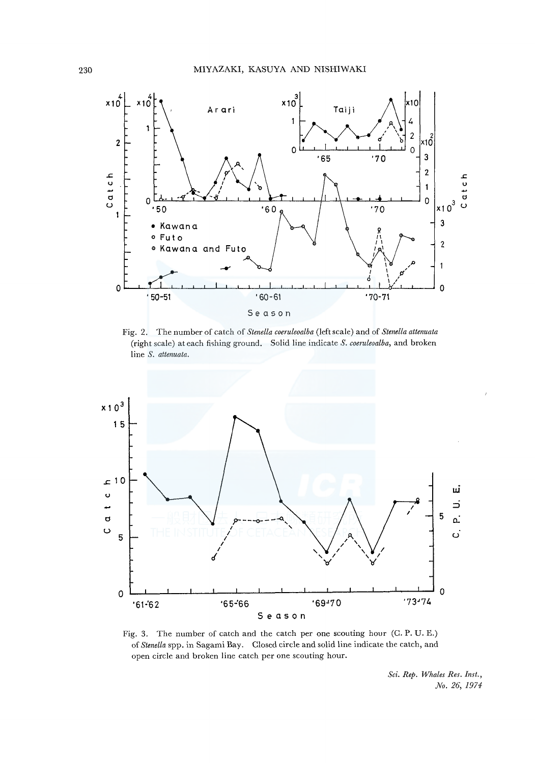Fig. 2. The number of catch of *Stenella coeruleoalba* (left scale) and of *Stenella attenuata* (right scale) at each fishing ground. Solid line indicate *S. coeruleoalba*, and broken line *S. attenuata*.

Fig. 3. The number of catch and the catch per one scouting hour (C. P. U. E.) of *Stenella* spp. in Sagami Bay. Closed circle and solid line indicate the catch, and open circle and broken line catch per one scouting hour.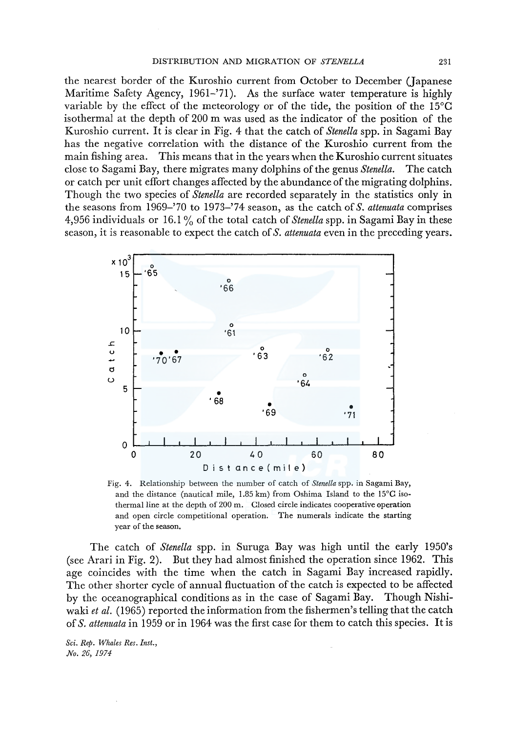the nearest border of the Kuroshio current from October to December (Japanese Maritime Safety Agency, 1961–'71). As the surface water temperature is highly variable by the effect of the meteorology or of the tide, the position of the 15°C isothermal at the depth of 200 m was used as the indicator of the position of the Kuroshio current. It is clear in Fig. 4 that the catch of *Stenella* spp. in Sagami Bay has the negative correlation with the distance of the Kuroshio current from the main fishing area. This means that in the years when the Kuroshio current situates close to Sagami Bay, there migrates many dolphins of the genus *Stenella*. The catch or catch per unit effort changes affected by the abundance of the migrating dolphins. Though the two species of *Stenella* are recorded separately in the statistics only in the seasons from 1969–'70 to 1973–'74 season, as the catch of *S. attenuata* comprises 4,956 individuals or 16.1% of the total catch of *Stenella* spp. in Sagami Bay in these season, it is reasonable to expect the catch of *S. attenuata* even in the preceding years.

Fig. 4. Relationship between the number of catch of *Stenella* spp. in Sagami Bay, and the distance (nautical mile, 1.85 km) from Oshima Island to the 15°C isothermal line at the depth of 200 m. Closed circle indicates cooperative operation and open circle competitional operation. The numerals indicate the starting year of the season.

The catch of *Stenella* spp. in Suruga Bay was high until the early 1950's (see Arari in Fig. 2). But they had almost finished the operation since 1962. This age coincides with the time when the catch in Sagami Bay increased rapidly. The other shorter cycle of annual fluctuation of the catch is expected to be affected by the oceanographical conditions as in the case of Sagami Bay. Though Nishiwaki *et al.* (1965) reported the information from the fishermen's telling that the catch of *S. attenuata* in 1959 or in 1964 was the first case for them to catch this species. It is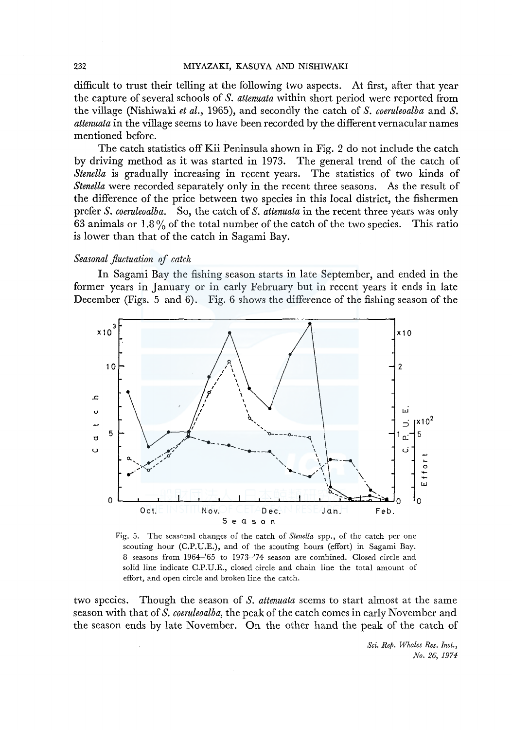difficult to trust their telling at the following two aspects. At first, after that year the capture of several schools of *S. attenuata* within short period were reported from the village (Nishiwaki *et al.*, 1965), and secondly the catch of *S. coeruleoalba* and *S. attenuata* in the village seems to have been recorded by the different vernacular names mentioned before.

The catch statistics off Kii Peninsula shown in Fig. 2 do not include the catch by driving method as it was started in 1973. The general trend of the catch of *Stenella* is gradually increasing in recent years. The statistics of two kinds of *Stenella* were recorded separately only in the recent three seasons. As the result of the difference of the price between two species in this local district, the fishermen prefer *S. coeruleoalba*. So, the catch of *S. attenuata* in the recent three years was only 63 animals or 1.8% of the total number of the catch of the two species. This ratio is lower than that of the catch in Sagami Bay.

### *Seasonal fluctuation of catch*

In Sagami Bay the fishing season starts in late September, and ended in the former years in January or in early February but in recent years it ends in late December (Figs. 5 and 6). Fig. 6 shows the difference of the fishing season of the two species. Though the season of *S. attenuata* seems to start almost at the same season with that of *S. coeruleoalba*, the peak of the catch comes in early November and the season ends by late November. On the other hand the peak of the catch of

Fig. 5. The seasonal changes of the catch of *Stenella* spp., of the catch per one scouting hour (C.P.U.E.), and of the scouting hours (effort) in Sagami Bay. 8 seasons from 1964–'65 to 1973–'74 season are combined. Closed circle and solid line indicate C.P.U.E., closed circle and chain line the total amount of effort, and open circle and broken line the catch.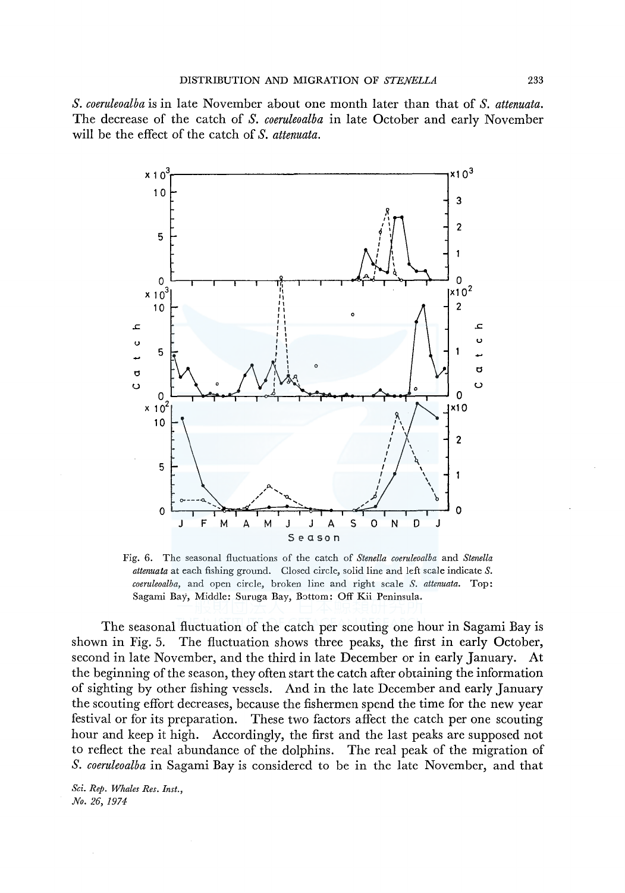*S. coeruleoalba* is in late November about one month later than that of *S. attenuata*. The decrease of the catch of *S. coeruleoalba* in late October and early November will be the effect of the catch of *S. attenuata*.

Fig. 6. The seasonal fluctuations of the catch of *Stenella coeruleoalba* and *Stenella attenuata* at each fishing ground. Closed circle, solid line and left scale indicate *S. coeruleoalba*, and open circle, broken line and right scale *S. attenuata*. Top: Sagami Bay, Middle: Suruga Bay, Bottom: Off Kii Peninsula.

The seasonal fluctuation of the catch per scouting one hour in Sagami Bay is shown in Fig. 5. The fluctuation shows three peaks, the first in early October, second in late November, and the third in late December or in early January. At the beginning of the season, they often start the catch after obtaining the information of sighting by other fishing vessels. And in the late December and early January the scouting effort decreases, because the fishermen spend the time for the new year festival or for its preparation. These two factors affect the catch per one scouting hour and keep it high. Accordingly, the first and the last peaks are supposed not to reflect the real abundance of the dolphins. The real peak of the migration of *S. coeruleoalba* in Sagami Bay is considered to be in the late November, and that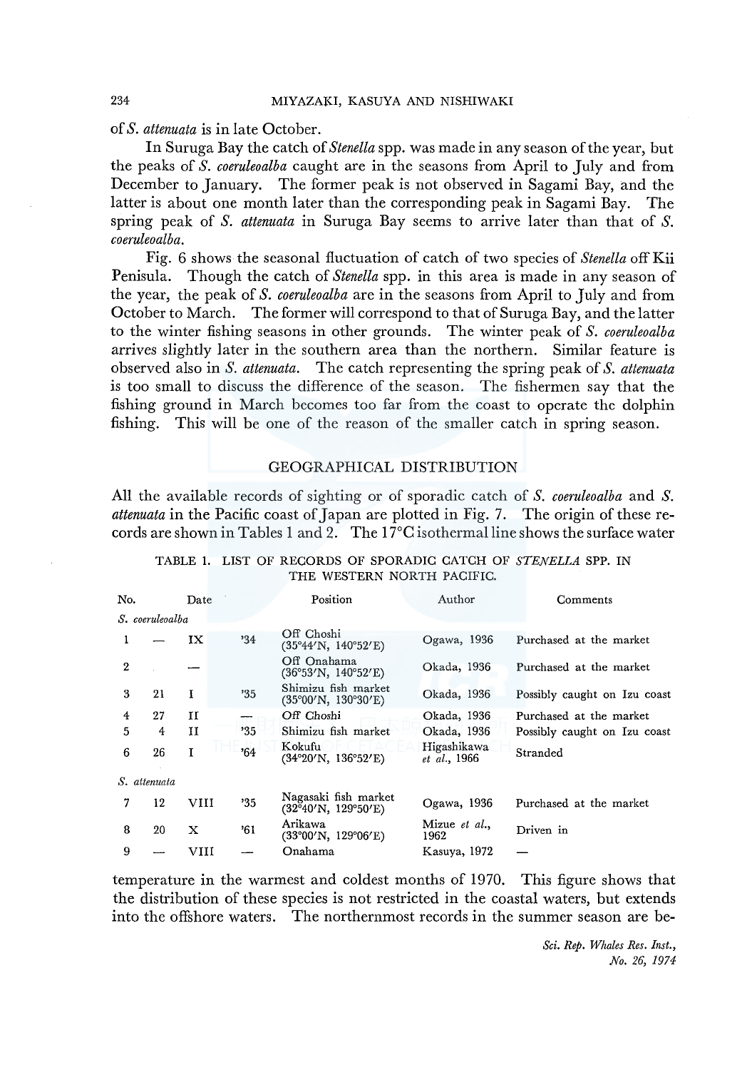of *S. attenuata* is in late October.

In Suruga Bay the catch of *Stenella* spp. was made in any season of the year, but the peaks of *S. coeruleoalba* caught are in the seasons from April to July and from December to January. The former peak is not observed in Sagami Bay, and the latter is about one month later than the corresponding peak in Sagami Bay. The spring peak of *S. attenuata* in Suruga Bay seems to arrive later than that of *S. coeruleoalba*.

Fig. 6 shows the seasonal fluctuation of catch of two species of *Stenella* off Kii Penisula. Though the catch of *Stenella* spp. in this area is made in any season of the year, the peak of *S. coeruleoalba* are in the seasons from April to July and from October to March. The former will correspond to that of Suruga Bay, and the latter to the winter fishing seasons in other grounds. The winter peak of *S. coeruleoalba* arrives slightly later in the southern area than the northern. Similar feature is observed also in *S. attenuata*. The catch representing the spring peak of *S. attenuata* is too small to discuss the difference of the season. The fishermen say that the fishing ground in March becomes too far from the coast to operate the dolphin fishing. This will be one of the reason of the smaller catch in spring season.

## GEOGRAPHICAL DISTRIBUTION

All the available records of sighting or of sporadic catch of *S. coeruleoalba* and *S. attenuata* in the Pacific coast of Japan are plotted in Fig. 7. The origin of these records are shown in Tables 1 and 2. The 17°C isothermal line shows the surface water temperature in the warmest and coldest months of 1970. This figure shows that the distribution of these species is not restricted in the coastal waters, but extends into the offshore waters. The northernmost records in the summer season are be-

TABLE 1. LIST OF RECORDS OF SPORADIC CATCH OF *STENELLA* SPP. IN THE WESTERN NORTH PACIFIC.

| No. | Date | | | Position | Author | Comments |
|---|---|---|---|---|---|---|
| *S. coeruleoalba* | | | | | | |
| 1 | — | IX | '34 | Off Choshi (35°44′N, 140°52′E) | Ogawa, 1936 | Purchased at the market |
| 2 | | — | | Off Onahama (36°53′N, 140°52′E) | Okada, 1936 | Purchased at the market |
| 3 | 21 | I | '35 | Shimizu fish market (35°00′N, 130°30′E) | Okada, 1936 | Possibly caught on Izu coast |
| 4 | 27 | II | — | Off Choshi | Okada, 1936 | Purchased at the market |
| 5 | 4 | II | '35 | Shimizu fish market | Okada, 1936 | Possibly caught on Izu coast |
| 6 | 26 | I | '64 | Kokufu (34°20′N, 136°52′E) | Higashikawa *et al.*, 1966 | Stranded |
| *S. attenuata* | | | | | | |
| 7 | 12 | VIII | '35 | Nagasaki fish market (32°40′N, 129°50′E) | Ogawa, 1936 | Purchased at the market |
| 8 | 20 | X | '61 | Arikawa (33°00′N, 129°06′E) | Mizue *et al.*, 1962 | Driven in |
| 9 | — | VIII | — | Onahama | Kasuya, 1972 | — |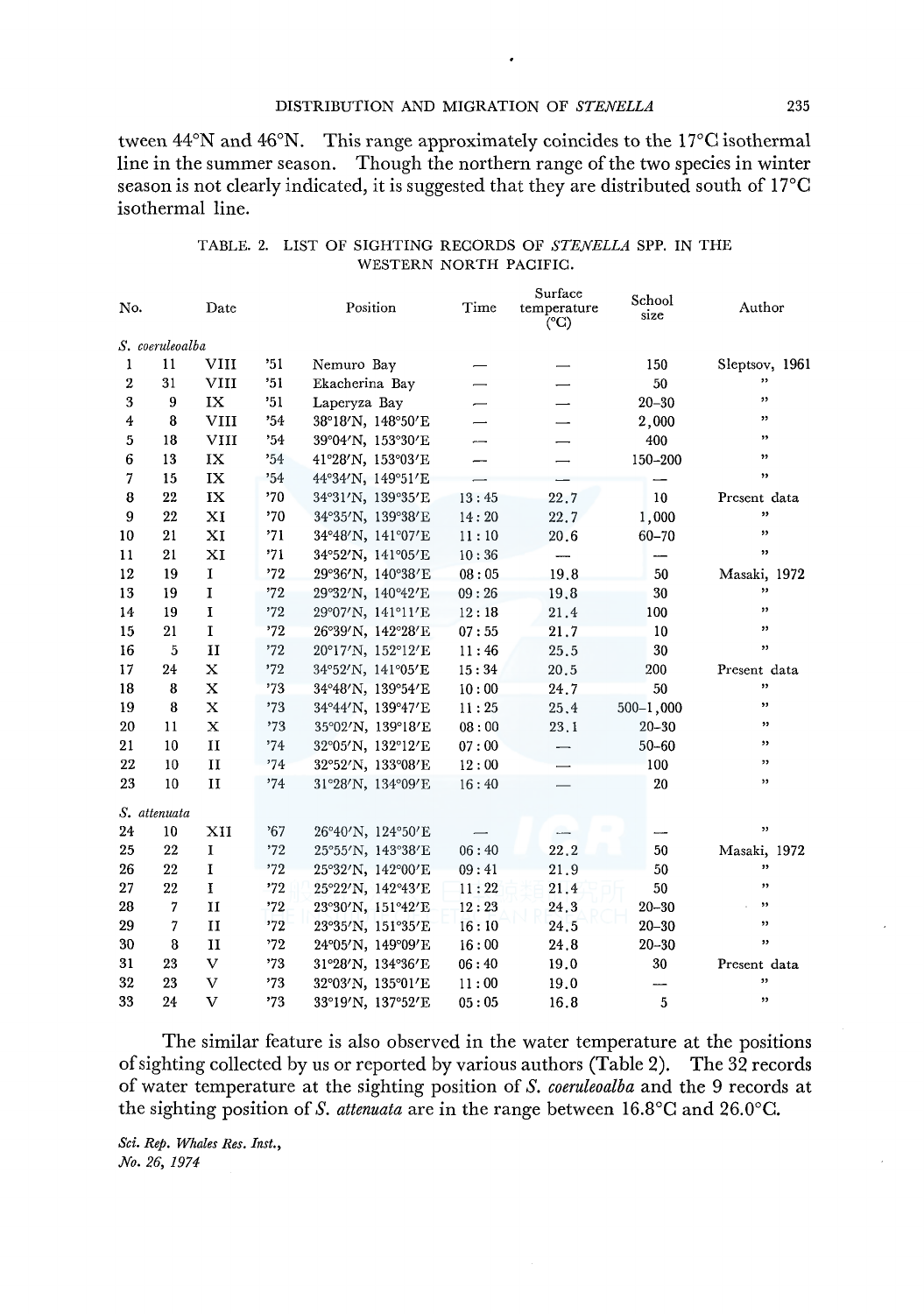tween 44°N and 46°N. This range approximately coincides to the 17°C isothermal line in the summer season. Though the northern range of the two species in winter season is not clearly indicated, it is suggested that they are distributed south of 17°C isothermal line.

TABLE. 2. LIST OF SIGHTING RECORDS OF *STENELLA* SPP. IN THE WESTERN NORTH PACIFIC.

| No. | Date | | | Position | Time | Surface temperature (°C) | School size | Author |
|---|---|---|---|---|---|---|---|---|
| *S. coeruleoalba* | | | | | | | | |
| 1 | 11 | VIII | '51 | Nemuro Bay | — | — | 150 | Sleptsov, 1961 |
| 2 | 31 | VIII | '51 | Ekacherina Bay | — | — | 50 | " |
| 3 | 9 | IX | '51 | Laperyza Bay | — | — | 20–30 | " |
| 4 | 8 | VIII | '54 | 38°18′N, 148°50′E | — | — | 2,000 | " |
| 5 | 18 | VIII | '54 | 39°04′N, 153°30′E | — | — | 400 | " |
| 6 | 13 | IX | '54 | 41°28′N, 153°03′E | — | — | 150–200 | " |
| 7 | 15 | IX | '54 | 44°34′N, 149°51′E | — | — | — | " |
| 8 | 22 | IX | '70 | 34°31′N, 139°35′E | 13:45 | 22.7 | 10 | Present data |
| 9 | 22 | XI | '70 | 34°35′N, 139°38′E | 14:20 | 22.7 | 1,000 | " |
| 10 | 21 | XI | '71 | 34°48′N, 141°07′E | 11:10 | 20.6 | 60–70 | " |
| 11 | 21 | XI | '71 | 34°52′N, 141°05′E | 10:36 | — | — | " |
| 12 | 19 | I | '72 | 29°36′N, 140°38′E | 08:05 | 19.8 | 50 | Masaki, 1972 |
| 13 | 19 | I | '72 | 29°32′N, 140°42′E | 09:26 | 19.8 | 30 | " |
| 14 | 19 | I | '72 | 29°07′N, 141°11′E | 12:18 | 21.4 | 100 | " |
| 15 | 21 | I | '72 | 26°39′N, 142°28′E | 07:55 | 21.7 | 10 | " |
| 16 | 5 | II | '72 | 20°17′N, 152°12′E | 11:46 | 25.5 | 30 | " |
| 17 | 24 | X | '72 | 34°52′N, 141°05′E | 15:34 | 20.5 | 200 | Present data |
| 18 | 8 | X | '73 | 34°48′N, 139°54′E | 10:00 | 24.7 | 50 | " |
| 19 | 8 | X | '73 | 34°44′N, 139°47′E | 11:25 | 25.4 | 500–1,000 | " |
| 20 | 11 | X | '73 | 35°02′N, 139°18′E | 08:00 | 23.1 | 20–30 | " |
| 21 | 10 | II | '74 | 32°05′N, 132°12′E | 07:00 | — | 50–60 | " |
| 22 | 10 | II | '74 | 32°52′N, 133°08′E | 12:00 | — | 100 | " |
| 23 | 10 | II | '74 | 31°28′N, 134°09′E | 16:40 | — | 20 | " |
| *S. attenuata* | | | | | | | | |
| 24 | 10 | XII | '67 | 26°40′N, 124°50′E | — | — | — | " |
| 25 | 22 | I | '72 | 25°55′N, 143°38′E | 06:40 | 22.2 | 50 | Masaki, 1972 |
| 26 | 22 | I | '72 | 25°32′N, 142°00′E | 09:41 | 21.9 | 50 | " |
| 27 | 22 | I | '72 | 25°22′N, 142°43′E | 11:22 | 21.4 | 50 | " |
| 28 | 7 | II | '72 | 23°30′N, 151°42′E | 12:23 | 24.3 | 20–30 | " |
| 29 | 7 | II | '72 | 23°35′N, 151°35′E | 16:10 | 24.5 | 20–30 | " |
| 30 | 8 | II | '72 | 24°05′N, 149°09′E | 16:00 | 24.8 | 20–30 | " |
| 31 | 23 | V | '73 | 31°28′N, 134°36′E | 06:40 | 19.0 | 30 | Present data |
| 32 | 23 | V | '73 | 32°03′N, 135°01′E | 11:00 | 19.0 | — | " |
| 33 | 24 | V | '73 | 33°19′N, 137°52′E | 05:05 | 16.8 | 5 | " |

The similar feature is also observed in the water temperature at the positions of sighting collected by us or reported by various authors (Table 2). The 32 records of water temperature at the sighting position of *S. coeruleoalba* and the 9 records at the sighting position of *S. attenuata* are in the range between 16.8°C and 26.0°C.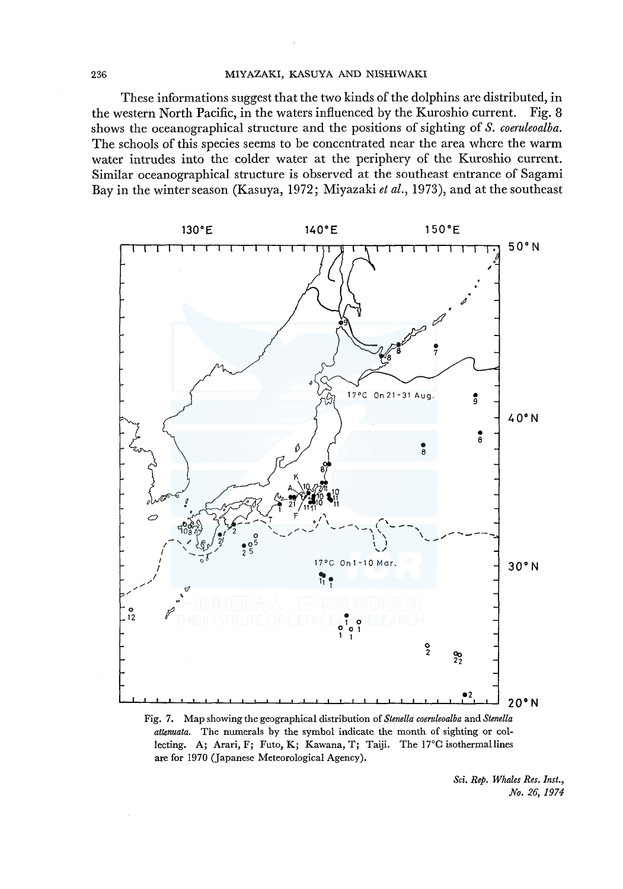These informations suggest that the two kinds of the dolphins are distributed, in the western North Pacific, in the waters influenced by the Kuroshio current. Fig. 8 shows the oceanographical structure and the positions of sighting of *S. coeruleoalba*. The schools of this species seems to be concentrated near the area where the warm water intrudes into the colder water at the periphery of the Kuroshio current. Similar oceanographical structure is observed at the southeast entrance of Sagami Bay in the winter season (Kasuya, 1972; Miyazaki *et al.*, 1973), and at the southeast

Fig. 7. Map showing the geographical distribution of *Stenella coeruleoalba* and *Stenella attenuata*. The numerals by the symbol indicate the month of sighting or collecting. A; Arari, F; Futo, K; Kawana, T; Taiji. The 17°C isothermal lines are for 1970 (Japanese Meteorological Agency).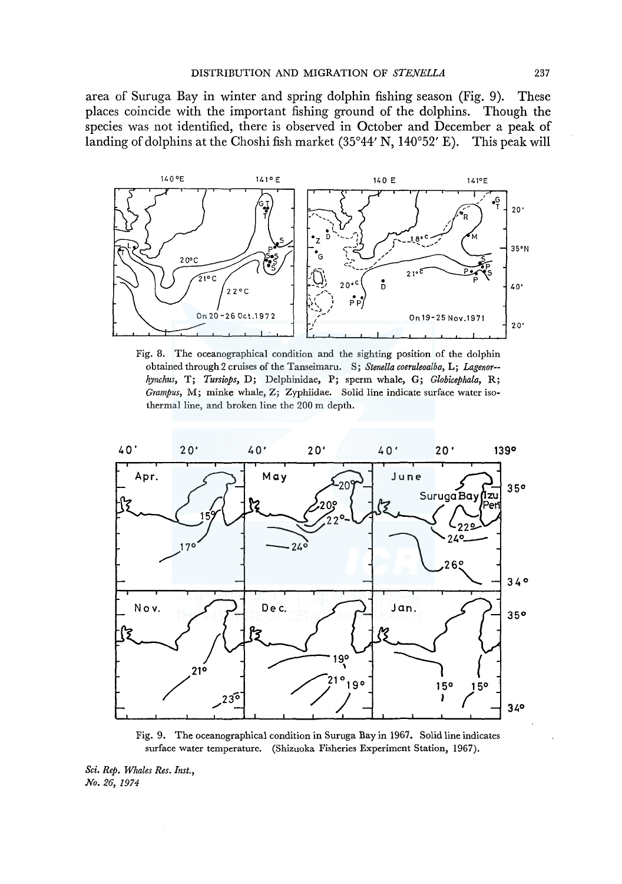area of Suruga Bay in winter and spring dolphin fishing season (Fig. 9). These places coincide with the important fishing ground of the dolphins. Though the species was not identified, there is observed in October and December a peak of landing of dolphins at the Choshi fish market (35°44′ N, 140°52′ E). This peak will

Fig. 8. The oceanographical condition and the sighting position of the dolphin obtained through 2 cruises of the Tanseimaru. S; *Stenella coeruleoalba*, L; *Lagenor-hynchus*, T; *Tursiops*, D; Delphinidae, P; sperm whale, G; *Globicephala*, R; *Grampus*, M; minke whale, Z; Zyphiidae. Solid line indicate surface water isothermal line, and broken line the 200 m depth.

Fig. 9. The oceanographical condition in Suruga Bay in 1967. Solid line indicates surface water temperature. (Shizuoka Fisheries Experiment Station, 1967).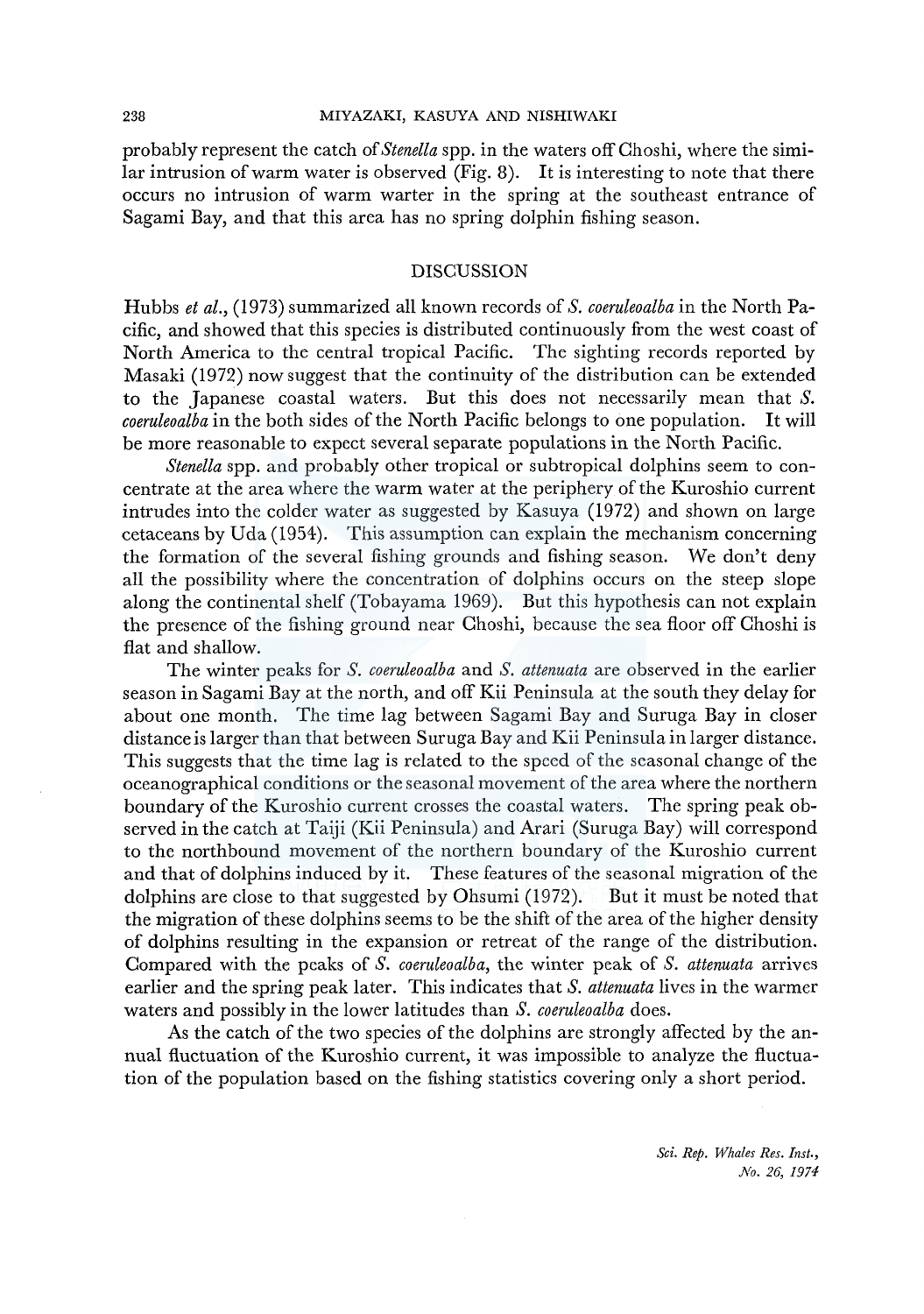probably represent the catch of *Stenella* spp. in the waters off Choshi, where the similar intrusion of warm water is observed (Fig. 8). It is interesting to note that there occurs no intrusion of warm warter in the spring at the southeast entrance of Sagami Bay, and that this area has no spring dolphin fishing season.

## DISCUSSION

Hubbs *et al.*, (1973) summarized all known records of *S. coeruleoalba* in the North Pacific, and showed that this species is distributed continuously from the west coast of North America to the central tropical Pacific. The sighting records reported by Masaki (1972) now suggest that the continuity of the distribution can be extended to the Japanese coastal waters. But this does not necessarily mean that *S. coeruleoalba* in the both sides of the North Pacific belongs to one population. It will be more reasonable to expect several separate populations in the North Pacific.

*Stenella* spp. and probably other tropical or subtropical dolphins seem to concentrate at the area where the warm water at the periphery of the Kuroshio current intrudes into the colder water as suggested by Kasuya (1972) and shown on large cetaceans by Uda (1954). This assumption can explain the mechanism concerning the formation of the several fishing grounds and fishing season. We don't deny all the possibility where the concentration of dolphins occurs on the steep slope along the continental shelf (Tobayama 1969). But this hypothesis can not explain the presence of the fishing ground near Choshi, because the sea floor off Choshi is flat and shallow.

The winter peaks for *S. coeruleoalba* and *S. attenuata* are observed in the earlier season in Sagami Bay at the north, and off Kii Peninsula at the south they delay for about one month. The time lag between Sagami Bay and Suruga Bay in closer distance is larger than that between Suruga Bay and Kii Peninsula in larger distance. This suggests that the time lag is related to the speed of the seasonal change of the oceanographical conditions or the seasonal movement of the area where the northern boundary of the Kuroshio current crosses the coastal waters. The spring peak observed in the catch at Taiji (Kii Peninsula) and Arari (Suruga Bay) will correspond to the northbound movement of the northern boundary of the Kuroshio current and that of dolphins induced by it. These features of the seasonal migration of the dolphins are close to that suggested by Ohsumi (1972). But it must be noted that the migration of these dolphins seems to be the shift of the area of the higher density of dolphins resulting in the expansion or retreat of the range of the distribution. Compared with the peaks of *S. coeruleoalba*, the winter peak of *S. attenuata* arrives earlier and the spring peak later. This indicates that *S. attenuata* lives in the warmer waters and possibly in the lower latitudes than *S. coeruleoalba* does.

As the catch of the two species of the dolphins are strongly affected by the annual fluctuation of the Kuroshio current, it was impossible to analyze the fluctuation of the population based on the fishing statistics covering only a short period.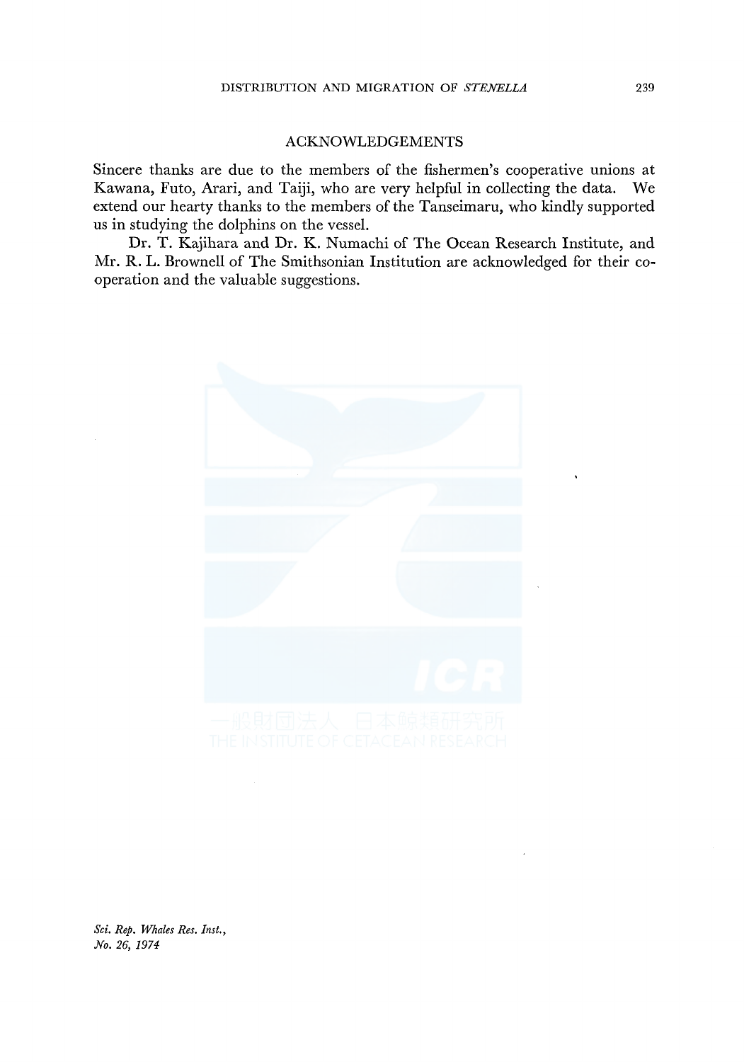## ACKNOWLEDGEMENTS

Sincere thanks are due to the members of the fishermen's cooperative unions at Kawana, Futo, Arari, and Taiji, who are very helpful in collecting the data. We extend our hearty thanks to the members of the Tanseimaru, who kindly supported us in studying the dolphins on the vessel.

Dr. T. Kajihara and Dr. K. Numachi of The Ocean Research Institute, and Mr. R. L. Brownell of The Smithsonian Institution are acknowledged for their co-operation and the valuable suggestions.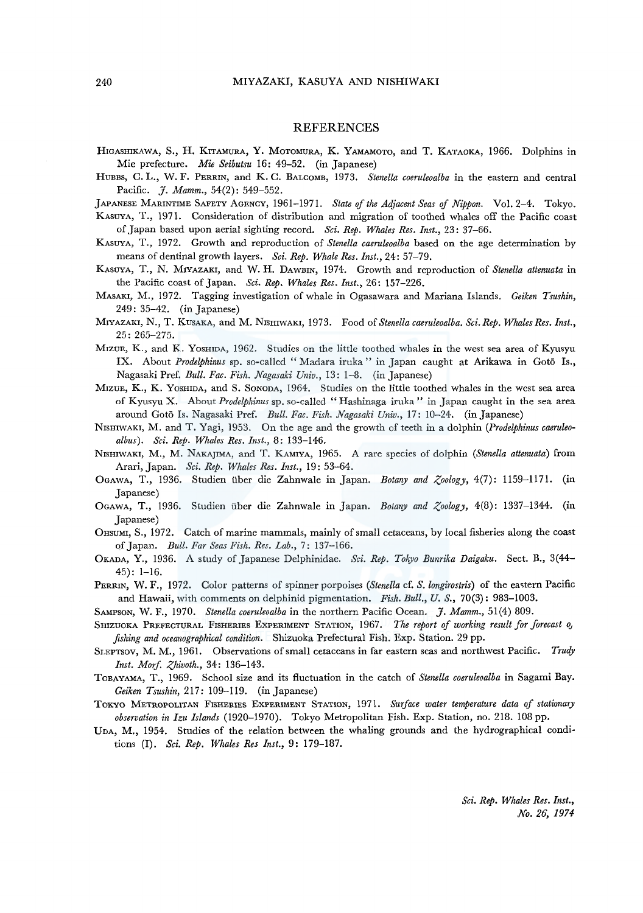## REFERENCES

HIGASHIKAWA, S., H. KITAMURA, Y. MOTOMURA, K. YAMAMOTO, and T. KATAOKA, 1966. Dolphins in Mie prefecture. *Mie Seibutsu* 16: 49–52. (in Japanese)

HUBBS, C. L., W. F. PERRIN, and K. C. BALCOMB, 1973. *Stenella coeruleoalba* in the eastern and central Pacific. *J. Mamm.*, 54(2): 549–552.

JAPANESE MARINTIME SAFETY AGENCY, 1961–1971. *State of the Adjacent Seas of Nippon*. Vol. 2–4. Tokyo.

KASUYA, T., 1971. Consideration of distribution and migration of toothed whales off the Pacific coast of Japan based upon aerial sighting record. *Sci. Rep. Whales Res. Inst.*, 23: 37–66.

KASUYA, T., 1972. Growth and reproduction of *Stenella caeruleoalba* based on the age determination by means of dentinal growth layers. *Sci. Rep. Whale Res. Inst.*, 24: 57–79.

KASUYA, T., N. MIYAZAKI, and W. H. DAWBIN, 1974. Growth and reproduction of *Stenella attenuata* in the Pacific coast of Japan. *Sci. Rep. Whales Res. Inst.*, 26: 157–226.

MASAKI, M., 1972. Tagging investigation of whale in Ogasawara and Mariana Islands. *Geiken Tsushin*, 249: 35–42. (in Japanese)

MIYAZAKI, N., T. KUSAKA, and M. NISHIWAKI, 1973. Food of *Stenella caeruleoalba*. *Sci. Rep. Whales Res. Inst.*, 25: 265–275.

MIZUE, K., and K. YOSHIDA, 1962. Studies on the little toothed whales in the west sea area of Kyusyu IX. About *Prodelphinus* sp. so-called "Madara iruka" in Japan caught at Arikawa in Gotō Is., Nagasaki Pref. *Bull. Fac. Fish. Nagasaki Univ.*, 13: 1–8. (in Japanese)

MIZUE, K., K. YOSHIDA, and S. SONODA, 1964. Studies on the little toothed whales in the west sea area of Kyusyu X. About *Prodelphinus* sp. so-called "Hashinaga iruka" in Japan caught in the sea area around Gotō Is. Nagasaki Pref. *Bull. Fac. Fish. Nagasaki Univ.*, 17: 10–24. (in Japanese)

NISHIWAKI, M. and T. Yagi, 1953. On the age and the growth of teeth in a dolphin (*Prodelphinus caeruleoalbus*). *Sci. Rep. Whales Res. Inst.*, 8: 133–146.

NISHIWAKI, M., M. NAKAJIMA, and T. KAMIYA, 1965. A rare species of dolphin (*Stenella attenuata*) from Arari, Japan. *Sci. Rep. Whales Res. Inst.*, 19: 53–64.

OGAWA, T., 1936. Studien über die Zahnwale in Japan. *Botany and Zoology*, 4(7): 1159–1171. (in Japanese)

OGAWA, T., 1936. Studien über die Zahnwale in Japan. *Botany and Zoology*, 4(8): 1337–1344. (in Japanese)

OHSUMI, S., 1972. Catch of marine mammals, mainly of small cetaceans, by local fisheries along the coast of Japan. *Bull. Far Seas Fish. Res. Lab.*, 7: 137–166.

OKADA, Y., 1936. A study of Japanese Delphinidae. *Sci. Rep. Tokyo Bunrika Daigaku*. Sect. B., 3(44–45): 1–16.

PERRIN, W. F., 1972. Color patterns of spinner porpoises (*Stenella* cf. *S. longirostris*) of the eastern Pacific and Hawaii, with comments on delphinid pigmentation. *Fish. Bull., U. S.*, 70(3): 983–1003.

SAMPSON, W. F., 1970. *Stenella coeruleoalba* in the northern Pacific Ocean. *J. Mamm.*, 51(4) 809.

SHIZUOKA PREFECTURAL FISHERIES EXPERIMENT STATION, 1967. *The report of working result for forecast of fishing and oceanographical condition*. Shizuoka Prefectural Fish. Exp. Station. 29 pp.

SLEPTSOV, M. M., 1961. Observations of small cetaceans in far eastern seas and northwest Pacific. *Trudy Inst. Morf. Zhivoth.*, 34: 136–143.

TOBAYAMA, T., 1969. School size and its fluctuation in the catch of *Stenella coeruleoalba* in Sagami Bay. *Geiken Tsushin*, 217: 109–119. (in Japanese)

TOKYO METROPOLITAN FISHERIES EXPERIMENT STATION, 1971. *Surface water temperature data of stationary observation in Izu Islands* (1920–1970). Tokyo Metropolitan Fish. Exp. Station, no. 218. 108 pp.

UDA, M., 1954. Studies of the relation between the whaling grounds and the hydrographical conditions (I). *Sci. Rep. Whales Res Inst.*, 9: 179–187.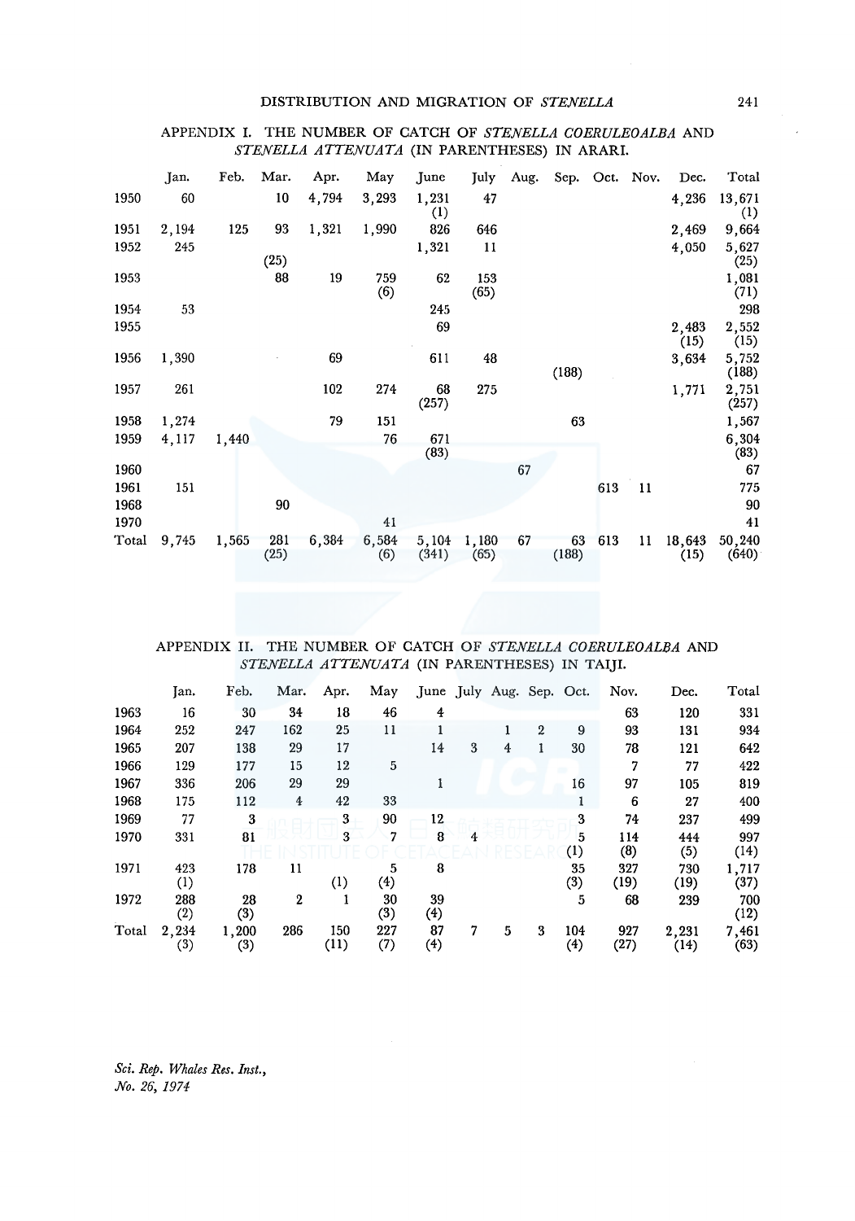APPENDIX I. THE NUMBER OF CATCH OF *STENELLA COERULEOALBA* AND *STENELLA ATTENUATA* (IN PARENTHESES) IN ARARI.

| | Jan. | Feb. | Mar. | Apr. | May | June | July | Aug. | Sep. | Oct. | Nov. | Dec. | Total |
|---|---|---|---|---|---|---|---|---|---|---|---|---|---|
| 1950 | 60 | | 10 | 4,794 | 3,293 | 1,231 (1) | 47 | | | | | 4,236 | 13,671 (1) |
| 1951 | 2,194 | 125 | 93 | 1,321 | 1,990 | 826 | 646 | | | | | 2,469 | 9,664 |
| 1952 | 245 | | (25) | | | 1,321 | 11 | | | | | 4,050 | 5,627 (25) |
| 1953 | | | 88 | 19 | 759 (6) | 62 | 153 (65) | | | | | | 1,081 (71) |
| 1954 | 53 | | | | | 245 | | | | | | | 298 |
| 1955 | | | | | | 69 | | | | | | 2,483 (15) | 2,552 (15) |
| 1956 | 1,390 | | | 69 | | 611 | 48 | | (188) | | | 3,634 | 5,752 (188) |
| 1957 | 261 | | | 102 | 274 | 68 (257) | 275 | | | | | 1,771 | 2,751 (257) |
| 1958 | 1,274 | | | 79 | 151 | | | | 63 | | | | 1,567 |
| 1959 | 4,117 | 1,440 | | | 76 | 671 (83) | | | | | | | 6,304 (83) |
| 1960 | | | | | | | | 67 | | | | | 67 |
| 1961 | 151 | | | | | | | | | 613 | 11 | | 775 |
| 1968 | | | 90 | | | | | | | | | | 90 |
| 1970 | | | | | 41 | | | | | | | | 41 |
| Total | 9,745 | 1,565 | 281 (25) | 6,384 | 6,584 (6) | 5,104 (341) | 1,180 (65) | 67 | 63 (188) | 613 | 11 | 18,643 (15) | 50,240 (640) |

APPENDIX II. THE NUMBER OF CATCH OF *STENELLA COERULEOALBA* AND *STENELLA ATTENUATA* (IN PARENTHESES) IN TAIJI.

| | Jan. | Feb. | Mar. | Apr. | May | June | July | Aug. | Sep. | Oct. | Nov. | Dec. | Total |
|---|---|---|---|---|---|---|---|---|---|---|---|---|---|
| 1963 | 16 | 30 | 34 | 18 | 46 | 4 | | | | | 63 | 120 | 331 |
| 1964 | 252 | 247 | 162 | 25 | 11 | 1 | | 1 | 2 | 9 | 93 | 131 | 934 |
| 1965 | 207 | 138 | 29 | 17 | | 14 | 3 | 4 | 1 | 30 | 78 | 121 | 642 |
| 1966 | 129 | 177 | 15 | 12 | 5 | | | | | | 7 | 77 | 422 |
| 1967 | 336 | 206 | 29 | 29 | | 1 | | | | 16 | 97 | 105 | 819 |
| 1968 | 175 | 112 | 4 | 42 | 33 | | | | | 1 | 6 | 27 | 400 |
| 1969 | 77 | 3 | | 3 | 90 | 12 | | | | 3 | 74 | 237 | 499 |
| 1970 | 331 | 81 | | 3 | 7 | 8 | 4 | | | 5 (1) | 114 (8) | 444 (5) | 997 (14) |
| 1971 | 423 (1) | 178 | 11 | (1) | 5 (4) | 8 | | | | 35 (3) | 327 (19) | 730 (19) | 1,717 (37) |
| 1972 | 288 (2) | 28 (3) | 2 | 1 | 30 (3) | 39 (4) | | | | 5 | 68 | 239 | 700 (12) |
| Total | 2,234 (3) | 1,200 (3) | 286 | 150 (11) | 227 (7) | 87 (4) | 7 | 5 | 3 | 104 (4) | 927 (27) | 2,231 (14) | 7,461 (63) |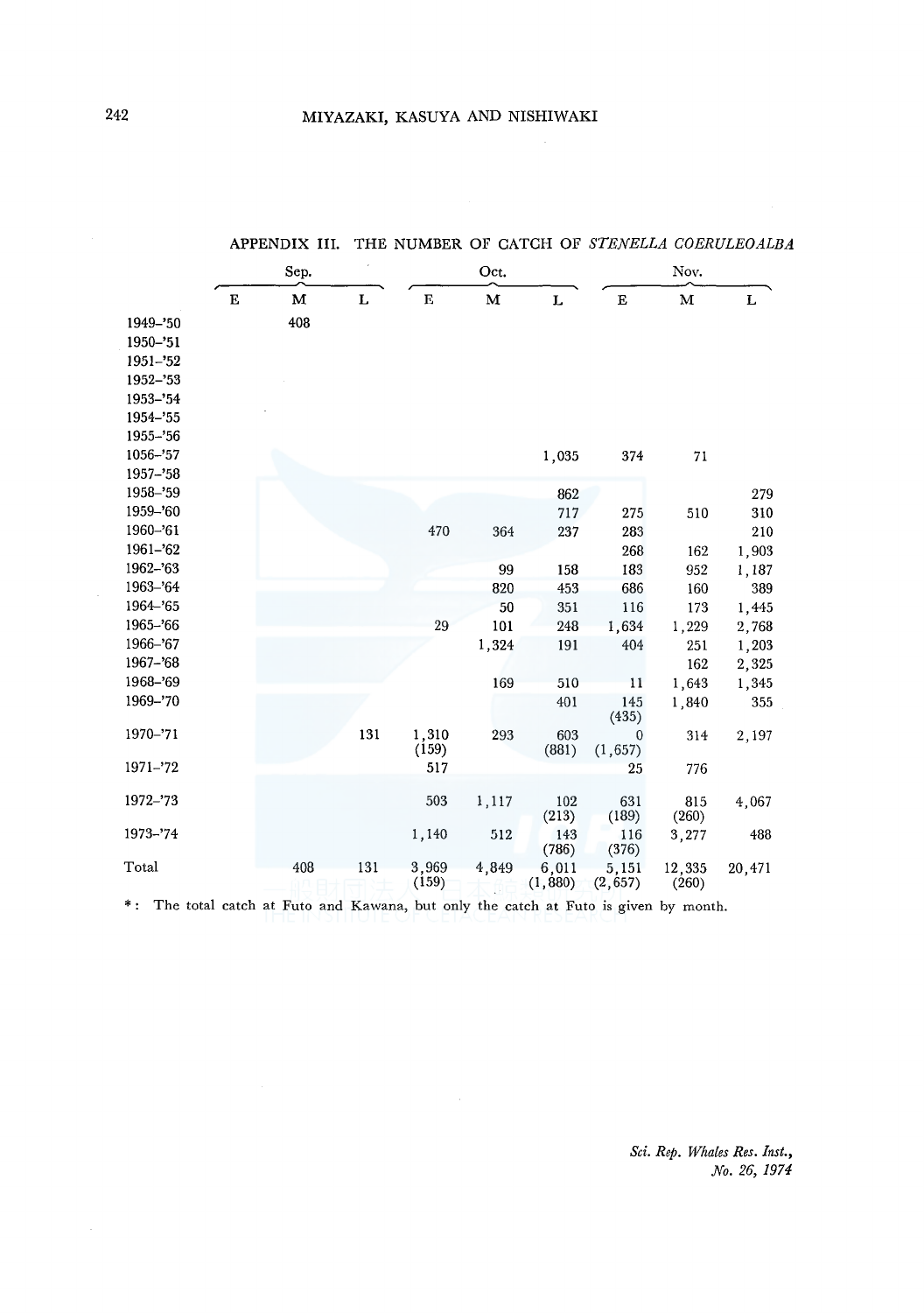APPENDIX III. THE NUMBER OF CATCH OF *STENELLA COERULEOALBA*

| | Sep. | | | Oct. | | | Nov. | | |
|---|---|---|---|---|---|---|---|---|---|
| | E | M | L | E | M | L | E | M | L |
| 1949–'50 | | 408 | | | | | | | |
| 1950–'51 | | | | | | | | | |
| 1951–'52 | | | | | | | | | |
| 1952–'53 | | | | | | | | | |
| 1953–'54 | | | | | | | | | |
| 1954–'55 | | | | | | | | | |
| 1955–'56 | | | | | | | | | |
| 1056–'57 | | | | | | 1,035 | 374 | 71 | |
| 1957–'58 | | | | | | | | | |
| 1958–'59 | | | | | | 862 | | | 279 |
| 1959–'60 | | | | | | 717 | 275 | 510 | 310 |
| 1960–'61 | | | | 470 | 364 | 237 | 283 | | 210 |
| 1961–'62 | | | | | | | 268 | 162 | 1,903 |
| 1962–'63 | | | | | 99 | 158 | 183 | 952 | 1,187 |
| 1963–'64 | | | | | 820 | 453 | 686 | 160 | 389 |
| 1964–'65 | | | | | 50 | 351 | 116 | 173 | 1,445 |
| 1965–'66 | | | | 29 | 101 | 248 | 1,634 | 1,229 | 2,768 |
| 1966–'67 | | | | | 1,324 | 191 | 404 | 251 | 1,203 |
| 1967–'68 | | | | | | | | 162 | 2,325 |
| 1968–'69 | | | | | 169 | 510 | 11 | 1,643 | 1,345 |
| 1969–'70 | | | | | | 401 | 145 (435) | 1,840 | 355 |
| 1970–'71 | | | 131 | 1,310 (159) | 293 | 603 (881) | 0 (1,657) | 314 | 2,197 |
| 1971–'72 | | | | 517 | | | 25 | 776 | |
| 1972–'73 | | | | 503 | 1,117 | 102 (213) | 631 (189) | 815 (260) | 4,067 |
| 1973–'74 | | | | 1,140 | 512 | 143 (786) | 116 (376) | 3,277 | 488 |
| Total | | 408 | 131 | 3,969 (159) | 4,849 | 6,011 (1,880) | 5,151 (2,657) | 12,335 (260) | 20,471 |

*: The total catch at Futo and Kawana, but only the catch at Futo is given by month.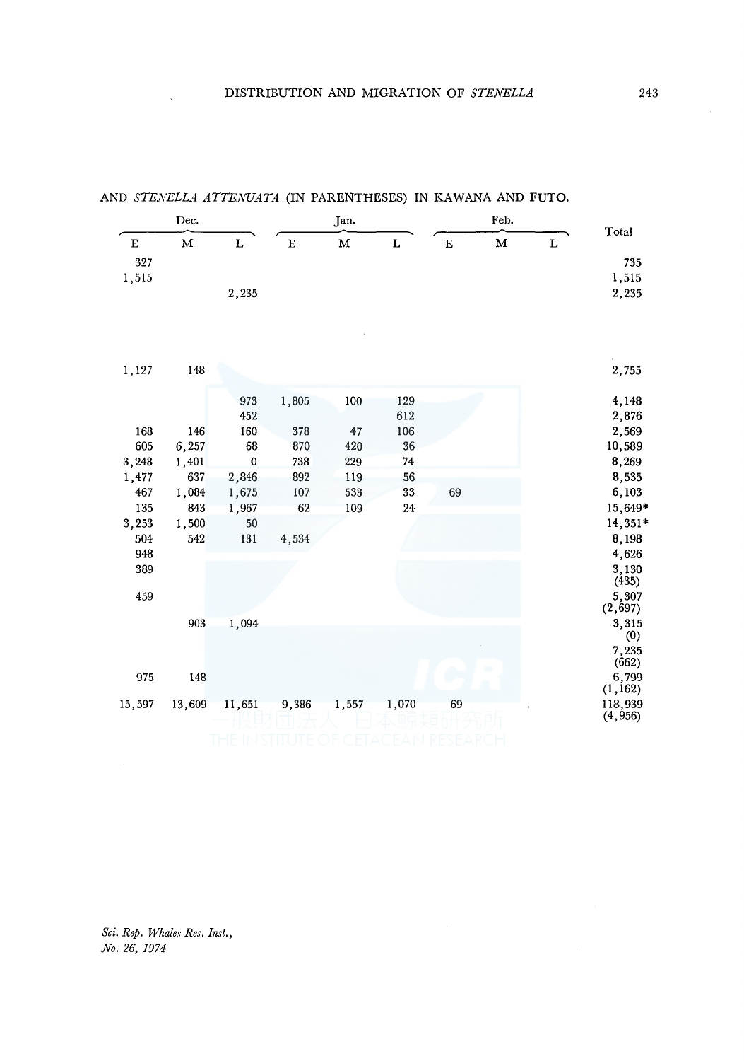AND *STENELLA ATTENUATA* (IN PARENTHESES) IN KAWANA AND FUTO.

| Dec. | | | Jan. | | | Feb. | | | Total |
|---|---|---|---|---|---|---|---|---|---|
| E | M | L | E | M | L | E | M | L | |
| 327 | | | | | | | | | 735 |
| 1,515 | | | | | | | | | 1,515 |
| | | 2,235 | | | | | | | 2,235 |
| | | | | | | | | | |
| | | | | | | | | | |
| | | | | | | | | | |
| | | | | | | | | | |
| 1,127 | 148 | | | | | | | | 2,755 |
| | | | | | | | | | |
| | | 973 | 1,805 | 100 | 129 | | | | 4,148 |
| | | 452 | | | 612 | | | | 2,876 |
| 168 | 146 | 160 | 378 | 47 | 106 | | | | 2,569 |
| 605 | 6,257 | 68 | 870 | 420 | 36 | | | | 10,589 |
| 3,248 | 1,401 | 0 | 738 | 229 | 74 | | | | 8,269 |
| 1,477 | 637 | 2,846 | 892 | 119 | 56 | | | | 8,535 |
| 467 | 1,084 | 1,675 | 107 | 533 | 33 | 69 | | | 6,103 |
| 135 | 843 | 1,967 | 62 | 109 | 24 | | | | 15,649* |
| 3,253 | 1,500 | 50 | | | | | | | 14,351* |
| 504 | 542 | 131 | 4,534 | | | | | | 8,198 |
| 948 | | | | | | | | | 4,626 |
| 389 | | | | | | | | | 3,130 (435) |
| 459 | | | | | | | | | 5,307 (2,697) |
| | 903 | 1,094 | | | | | | | 3,315 (0) |
| | | | | | | | | | 7,235 (662) |
| 975 | 148 | | | | | | | | 6,799 (1,162) |
| 15,597 | 13,609 | 11,651 | 9,386 | 1,557 | 1,070 | 69 | | | 118,939 (4,956) |